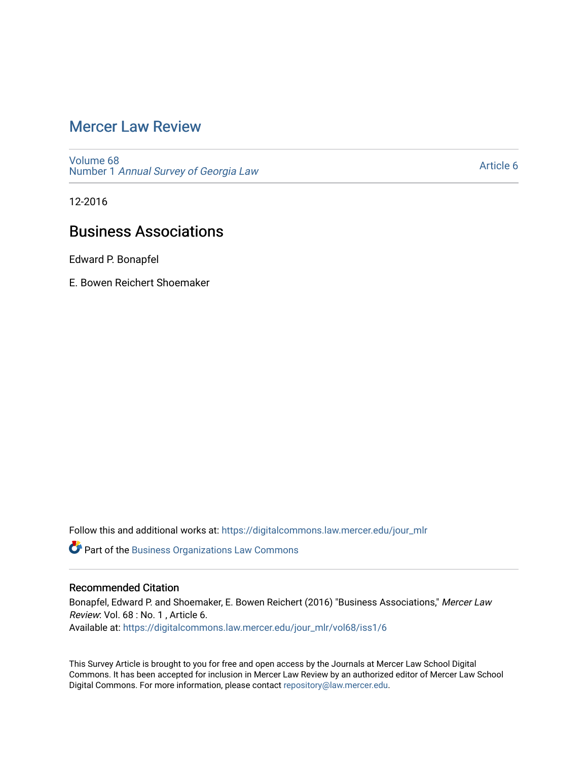# Mercer Law Review

Volume 68
Number 1 *Annual Survey of Georgia Law*

Article 6

12-2016

## Business Associations

Edward P. Bonapfel

E. Bowen Reichert Shoemaker

Follow this and additional works at: https://digitalcommons.law.mercer.edu/jour_mlr

Part of the Business Organizations Law Commons

### Recommended Citation

Bonapfel, Edward P. and Shoemaker, E. Bowen Reichert (2016) "Business Associations," *Mercer Law Review*: Vol. 68 : No. 1 , Article 6.
Available at: https://digitalcommons.law.mercer.edu/jour_mlr/vol68/iss1/6

This Survey Article is brought to you for free and open access by the Journals at Mercer Law School Digital Commons. It has been accepted for inclusion in Mercer Law Review by an authorized editor of Mercer Law School Digital Commons. For more information, please contact repository@law.mercer.edu.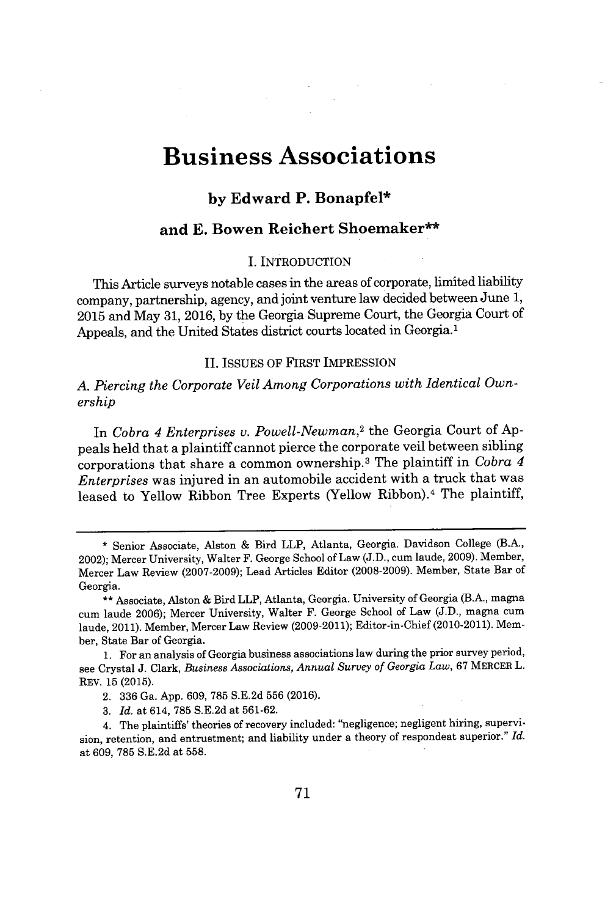# Business Associations

**by Edward P. Bonapfel***

**and E. Bowen Reichert Shoemaker****

## I. INTRODUCTION

This Article surveys notable cases in the areas of corporate, limited liability company, partnership, agency, and joint venture law decided between June 1, 2015 and May 31, 2016, by the Georgia Supreme Court, the Georgia Court of Appeals, and the United States district courts located in Georgia.[1]

## II. ISSUES OF FIRST IMPRESSION

### *A. Piercing the Corporate Veil Among Corporations with Identical Ownership*

In *Cobra 4 Enterprises v. Powell-Newman*,[2] the Georgia Court of Appeals held that a plaintiff cannot pierce the corporate veil between sibling corporations that share a common ownership.[3] The plaintiff in *Cobra 4 Enterprises* was injured in an automobile accident with a truck that was leased to Yellow Ribbon Tree Experts (Yellow Ribbon).[4] The plaintiff,

---

\* Senior Associate, Alston & Bird LLP, Atlanta, Georgia. Davidson College (B.A., 2002); Mercer University, Walter F. George School of Law (J.D., cum laude, 2009). Member, Mercer Law Review (2007-2009); Lead Articles Editor (2008-2009). Member, State Bar of Georgia.

\*\* Associate, Alston & Bird LLP, Atlanta, Georgia. University of Georgia (B.A., magna cum laude 2006); Mercer University, Walter F. George School of Law (J.D., magna cum laude, 2011). Member, Mercer Law Review (2009-2011); Editor-in-Chief (2010-2011). Member, State Bar of Georgia.

1. For an analysis of Georgia business associations law during the prior survey period, see Crystal J. Clark, *Business Associations, Annual Survey of Georgia Law*, 67 MERCER L. REV. 15 (2015).

2. 336 Ga. App. 609, 785 S.E.2d 556 (2016).

3. *Id.* at 614, 785 S.E.2d at 561-62.

4. The plaintiffs' theories of recovery included: "negligence; negligent hiring, supervision, retention, and entrustment; and liability under a theory of respondeat superior." *Id.* at 609, 785 S.E.2d at 558.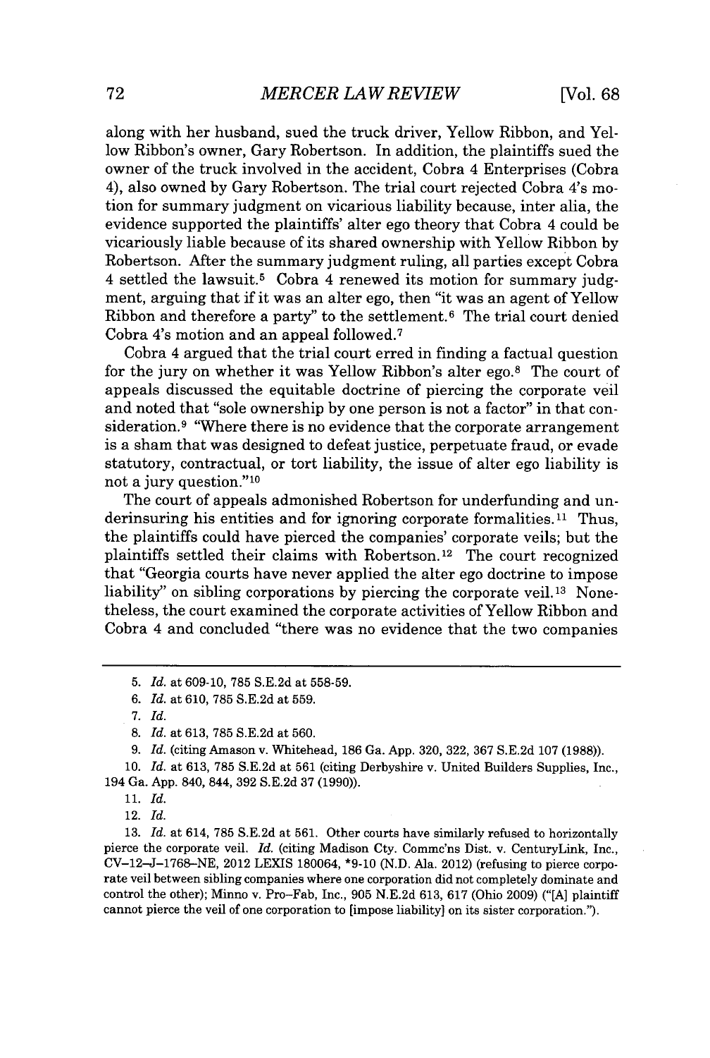along with her husband, sued the truck driver, Yellow Ribbon, and Yellow Ribbon's owner, Gary Robertson. In addition, the plaintiffs sued the owner of the truck involved in the accident, Cobra 4 Enterprises (Cobra 4), also owned by Gary Robertson. The trial court rejected Cobra 4's motion for summary judgment on vicarious liability because, inter alia, the evidence supported the plaintiffs' alter ego theory that Cobra 4 could be vicariously liable because of its shared ownership with Yellow Ribbon by Robertson. After the summary judgment ruling, all parties except Cobra 4 settled the lawsuit.[5] Cobra 4 renewed its motion for summary judgment, arguing that if it was an alter ego, then "it was an agent of Yellow Ribbon and therefore a party" to the settlement.[6] The trial court denied Cobra 4's motion and an appeal followed.[7]

Cobra 4 argued that the trial court erred in finding a factual question for the jury on whether it was Yellow Ribbon's alter ego.[8] The court of appeals discussed the equitable doctrine of piercing the corporate veil and noted that "sole ownership by one person is not a factor" in that consideration.[9] "Where there is no evidence that the corporate arrangement is a sham that was designed to defeat justice, perpetuate fraud, or evade statutory, contractual, or tort liability, the issue of alter ego liability is not a jury question."[10]

The court of appeals admonished Robertson for underfunding and underinsuring his entities and for ignoring corporate formalities.[11] Thus, the plaintiffs could have pierced the companies' corporate veils; but the plaintiffs settled their claims with Robertson.[12] The court recognized that "Georgia courts have never applied the alter ego doctrine to impose liability" on sibling corporations by piercing the corporate veil.[13] Nonetheless, the court examined the corporate activities of Yellow Ribbon and Cobra 4 and concluded "there was no evidence that the two companies

---

5. *Id.* at 609-10, 785 S.E.2d at 558-59.

6. *Id.* at 610, 785 S.E.2d at 559.

7. *Id.*

8. *Id.* at 613, 785 S.E.2d at 560.

9. *Id.* (citing Amason v. Whitehead, 186 Ga. App. 320, 322, 367 S.E.2d 107 (1988)).

10. *Id.* at 613, 785 S.E.2d at 561 (citing Derbyshire v. United Builders Supplies, Inc., 194 Ga. App. 840, 844, 392 S.E.2d 37 (1990)).

11. *Id.*

12. *Id.*

13. *Id.* at 614, 785 S.E.2d at 561. Other courts have similarly refused to horizontally pierce the corporate veil. *Id.* (citing Madison Cty. Commc'ns Dist. v. CenturyLink, Inc., CV–12–J–1768–NE, 2012 LEXIS 180064, *9-10 (N.D. Ala. 2012) (refusing to pierce corporate veil between sibling companies where one corporation did not completely dominate and control the other); Minno v. Pro–Fab, Inc., 905 N.E.2d 613, 617 (Ohio 2009) ("[A] plaintiff cannot pierce the veil of one corporation to [impose liability] on its sister corporation.").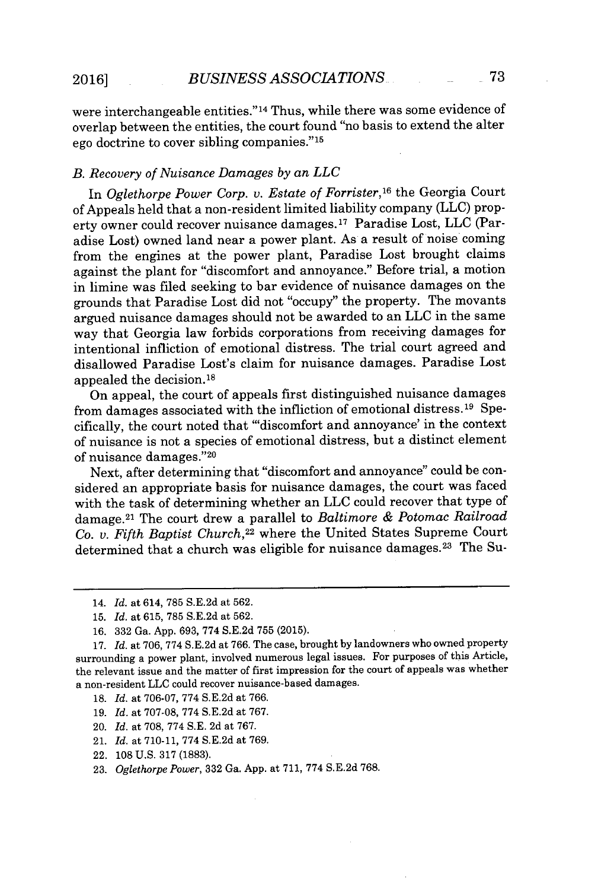were interchangeable entities."[14] Thus, while there was some evidence of overlap between the entities, the court found "no basis to extend the alter ego doctrine to cover sibling companies."[15]

### B. Recovery of Nuisance Damages by an LLC

In *Oglethorpe Power Corp. v. Estate of Forrister*,[16] the Georgia Court of Appeals held that a non-resident limited liability company (LLC) property owner could recover nuisance damages.[17] Paradise Lost, LLC (Paradise Lost) owned land near a power plant. As a result of noise coming from the engines at the power plant, Paradise Lost brought claims against the plant for "discomfort and annoyance." Before trial, a motion in limine was filed seeking to bar evidence of nuisance damages on the grounds that Paradise Lost did not "occupy" the property. The movants argued nuisance damages should not be awarded to an LLC in the same way that Georgia law forbids corporations from receiving damages for intentional infliction of emotional distress. The trial court agreed and disallowed Paradise Lost's claim for nuisance damages. Paradise Lost appealed the decision.[18]

On appeal, the court of appeals first distinguished nuisance damages from damages associated with the infliction of emotional distress.[19] Specifically, the court noted that "'discomfort and annoyance' in the context of nuisance is not a species of emotional distress, but a distinct element of nuisance damages."[20]

Next, after determining that "discomfort and annoyance" could be considered an appropriate basis for nuisance damages, the court was faced with the task of determining whether an LLC could recover that type of damage.[21] The court drew a parallel to *Baltimore & Potomac Railroad Co. v. Fifth Baptist Church*,[22] where the United States Supreme Court determined that a church was eligible for nuisance damages.[23] The Su-

---

14. *Id.* at 614, 785 S.E.2d at 562.
15. *Id.* at 615, 785 S.E.2d at 562.
16. 332 Ga. App. 693, 774 S.E.2d 755 (2015).
17. *Id.* at 706, 774 S.E.2d at 766. The case, brought by landowners who owned property surrounding a power plant, involved numerous legal issues. For purposes of this Article, the relevant issue and the matter of first impression for the court of appeals was whether a non-resident LLC could recover nuisance-based damages.
18. *Id.* at 706-07, 774 S.E.2d at 766.
19. *Id.* at 707-08, 774 S.E.2d at 767.
20. *Id.* at 708, 774 S.E. 2d at 767.
21. *Id.* at 710-11, 774 S.E.2d at 769.
22. 108 U.S. 317 (1883).
23. *Oglethorpe Power*, 332 Ga. App. at 711, 774 S.E.2d 768.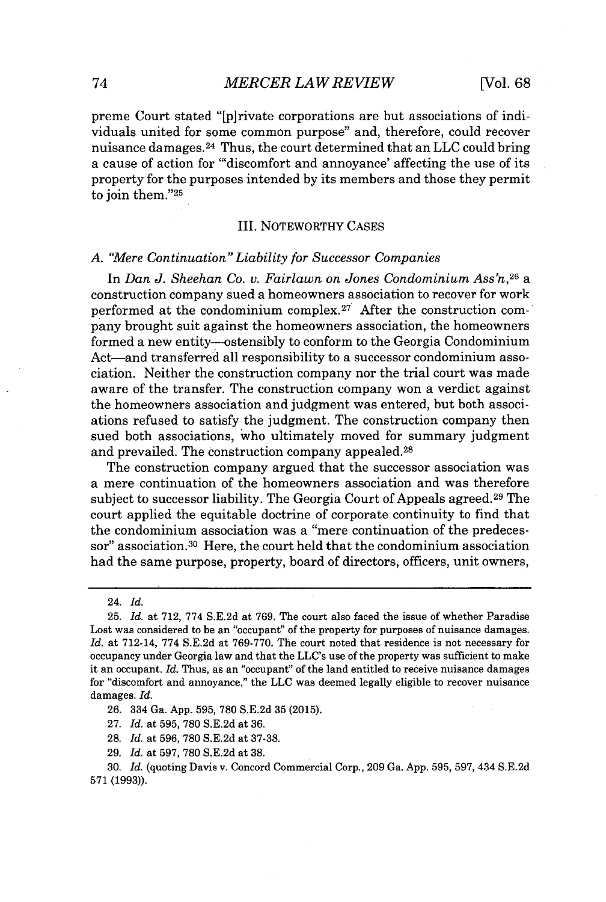preme Court stated "[p]rivate corporations are but associations of individuals united for some common purpose" and, therefore, could recover nuisance damages.[24] Thus, the court determined that an LLC could bring a cause of action for "'discomfort and annoyance' affecting the use of its property for the purposes intended by its members and those they permit to join them."[25]

## III. NOTEWORTHY CASES

### A. *"Mere Continuation" Liability for Successor Companies*

In *Dan J. Sheehan Co. v. Fairlawn on Jones Condominium Ass'n*,[26] a construction company sued a homeowners association to recover for work performed at the condominium complex.[27] After the construction company brought suit against the homeowners association, the homeowners formed a new entity—ostensibly to conform to the Georgia Condominium Act—and transferred all responsibility to a successor condominium association. Neither the construction company nor the trial court was made aware of the transfer. The construction company won a verdict against the homeowners association and judgment was entered, but both associations refused to satisfy the judgment. The construction company then sued both associations, who ultimately moved for summary judgment and prevailed. The construction company appealed.[28]

The construction company argued that the successor association was a mere continuation of the homeowners association and was therefore subject to successor liability. The Georgia Court of Appeals agreed.[29] The court applied the equitable doctrine of corporate continuity to find that the condominium association was a "mere continuation of the predecessor" association.[30] Here, the court held that the condominium association had the same purpose, property, board of directors, officers, unit owners,

---

24. *Id.*

25. *Id.* at 712, 774 S.E.2d at 769. The court also faced the issue of whether Paradise Lost was considered to be an "occupant" of the property for purposes of nuisance damages. *Id.* at 712-14, 774 S.E.2d at 769-770. The court noted that residence is not necessary for occupancy under Georgia law and that the LLC's use of the property was sufficient to make it an occupant. *Id.* Thus, as an "occupant" of the land entitled to receive nuisance damages for "discomfort and annoyance," the LLC was deemed legally eligible to recover nuisance damages. *Id.*

26. 334 Ga. App. 595, 780 S.E.2d 35 (2015).

27. *Id.* at 595, 780 S.E.2d at 36.

28. *Id.* at 596, 780 S.E.2d at 37-38.

29. *Id.* at 597, 780 S.E.2d at 38.

30. *Id.* (quoting Davis v. Concord Commercial Corp., 209 Ga. App. 595, 597, 434 S.E.2d 571 (1993)).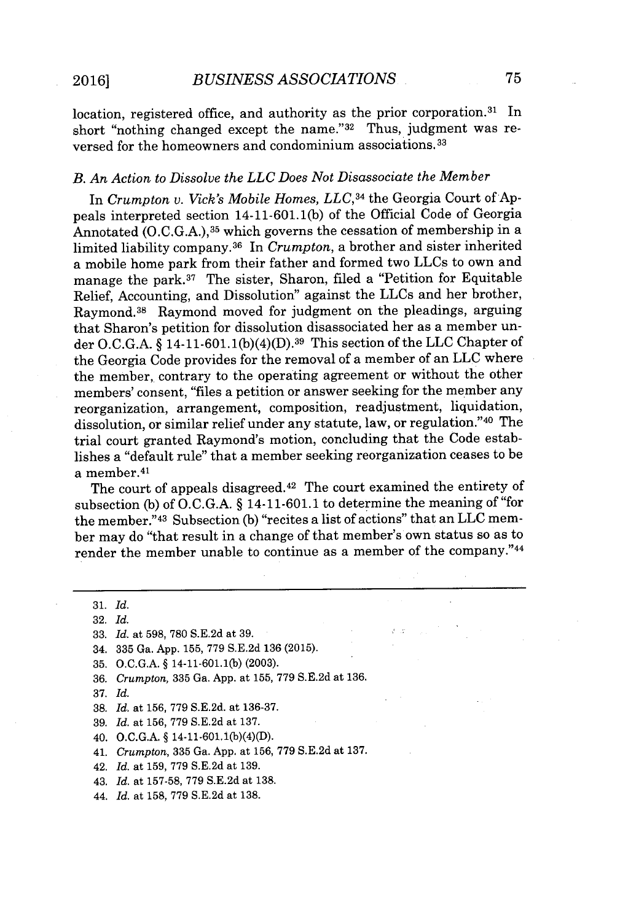location, registered office, and authority as the prior corporation.[31] In short "nothing changed except the name."[32] Thus, judgment was reversed for the homeowners and condominium associations.[33]

### *B. An Action to Dissolve the LLC Does Not Disassociate the Member*

In *Crumpton v. Vick's Mobile Homes, LLC*,[34] the Georgia Court of Appeals interpreted section 14-11-601.1(b) of the Official Code of Georgia Annotated (O.C.G.A.),[35] which governs the cessation of membership in a limited liability company.[36] In *Crumpton*, a brother and sister inherited a mobile home park from their father and formed two LLCs to own and manage the park.[37] The sister, Sharon, filed a "Petition for Equitable Relief, Accounting, and Dissolution" against the LLCs and her brother, Raymond.[38] Raymond moved for judgment on the pleadings, arguing that Sharon's petition for dissolution disassociated her as a member under O.C.G.A. § 14-11-601.1(b)(4)(D).[39] This section of the LLC Chapter of the Georgia Code provides for the removal of a member of an LLC where the member, contrary to the operating agreement or without the other members' consent, "files a petition or answer seeking for the member any reorganization, arrangement, composition, readjustment, liquidation, dissolution, or similar relief under any statute, law, or regulation."[40] The trial court granted Raymond's motion, concluding that the Code establishes a "default rule" that a member seeking reorganization ceases to be a member.[41]

The court of appeals disagreed.[42] The court examined the entirety of subsection (b) of O.C.G.A. § 14-11-601.1 to determine the meaning of "for the member."[43] Subsection (b) "recites a list of actions" that an LLC member may do "that result in a change of that member's own status so as to render the member unable to continue as a member of the company."[44]

---

31. *Id.*
32. *Id.*
33. *Id.* at 598, 780 S.E.2d at 39.
34. 335 Ga. App. 155, 779 S.E.2d 136 (2015).
35. O.C.G.A. § 14-11-601.1(b) (2003).
36. *Crumpton*, 335 Ga. App. at 155, 779 S.E.2d at 136.
37. *Id.*
38. *Id.* at 156, 779 S.E.2d. at 136-37.
39. *Id.* at 156, 779 S.E.2d at 137.
40. O.C.G.A. § 14-11-601.1(b)(4)(D).
41. *Crumpton*, 335 Ga. App. at 156, 779 S.E.2d at 137.
42. *Id.* at 159, 779 S.E.2d at 139.
43. *Id.* at 157-58, 779 S.E.2d at 138.
44. *Id.* at 158, 779 S.E.2d at 138.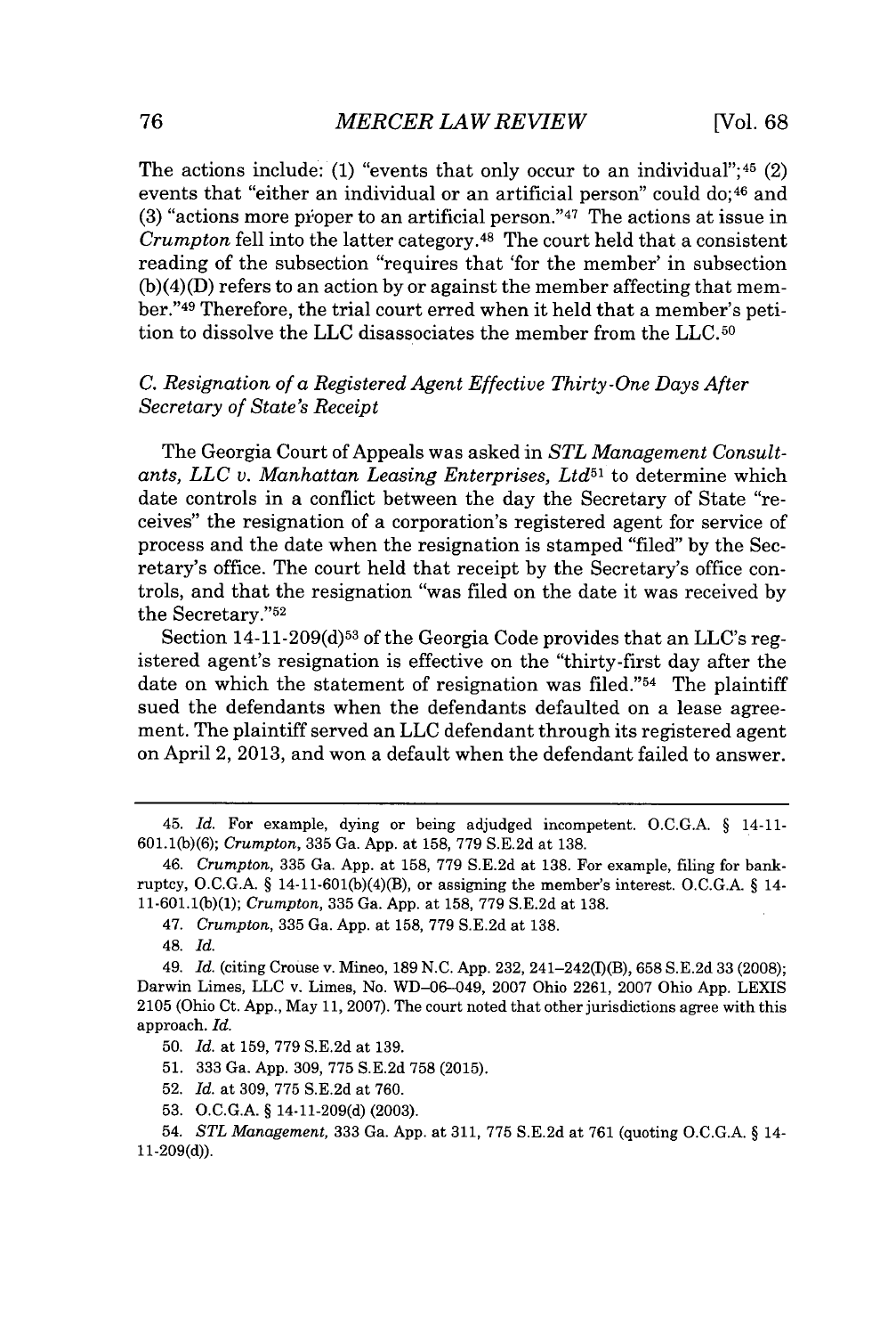The actions include: (1) "events that only occur to an individual";[45] (2) events that "either an individual or an artificial person" could do;[46] and (3) "actions more proper to an artificial person."[47] The actions at issue in *Crumpton* fell into the latter category.[48] The court held that a consistent reading of the subsection "requires that 'for the member' in subsection (b)(4)(D) refers to an action by or against the member affecting that member."[49] Therefore, the trial court erred when it held that a member's petition to dissolve the LLC disassociates the member from the LLC.[50]

### *C. Resignation of a Registered Agent Effective Thirty-One Days After Secretary of State's Receipt*

The Georgia Court of Appeals was asked in *STL Management Consultants, LLC v. Manhattan Leasing Enterprises, Ltd*[51] to determine which date controls in a conflict between the day the Secretary of State "receives" the resignation of a corporation's registered agent for service of process and the date when the resignation is stamped "filed" by the Secretary's office. The court held that receipt by the Secretary's office controls, and that the resignation "was filed on the date it was received by the Secretary."[52]

Section 14-11-209(d)[53] of the Georgia Code provides that an LLC's registered agent's resignation is effective on the "thirty-first day after the date on which the statement of resignation was filed."[54] The plaintiff sued the defendants when the defendants defaulted on a lease agreement. The plaintiff served an LLC defendant through its registered agent on April 2, 2013, and won a default when the defendant failed to answer.

---

45. *Id.* For example, dying or being adjudged incompetent. O.C.G.A. § 14-11-601.1(b)(6); *Crumpton*, 335 Ga. App. at 158, 779 S.E.2d at 138.

46. *Crumpton*, 335 Ga. App. at 158, 779 S.E.2d at 138. For example, filing for bankruptcy, O.C.G.A. § 14-11-601(b)(4)(B), or assigning the member's interest. O.C.G.A. § 14-11-601.1(b)(1); *Crumpton*, 335 Ga. App. at 158, 779 S.E.2d at 138.

47. *Crumpton*, 335 Ga. App. at 158, 779 S.E.2d at 138.

48. *Id.*

49. *Id.* (citing Crouse v. Mineo, 189 N.C. App. 232, 241–242(I)(B), 658 S.E.2d 33 (2008); Darwin Limes, LLC v. Limes, No. WD–06–049, 2007 Ohio 2261, 2007 Ohio App. LEXIS 2105 (Ohio Ct. App., May 11, 2007). The court noted that other jurisdictions agree with this approach. *Id.*

50. *Id.* at 159, 779 S.E.2d at 139.

51. 333 Ga. App. 309, 775 S.E.2d 758 (2015).

52. *Id.* at 309, 775 S.E.2d at 760.

53. O.C.G.A. § 14-11-209(d) (2003).

54. *STL Management*, 333 Ga. App. at 311, 775 S.E.2d at 761 (quoting O.C.G.A. § 14-11-209(d)).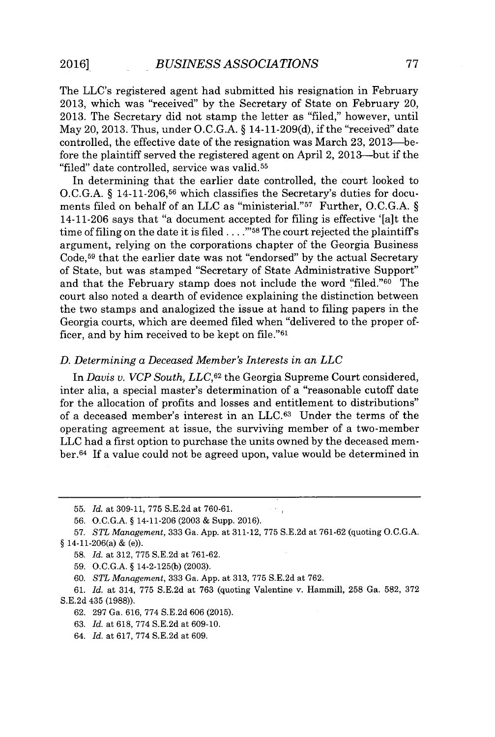The LLC's registered agent had submitted his resignation in February 2013, which was "received" by the Secretary of State on February 20, 2013. The Secretary did not stamp the letter as "filed," however, until May 20, 2013. Thus, under O.C.G.A. § 14-11-209(d), if the "received" date controlled, the effective date of the resignation was March 23, 2013—before the plaintiff served the registered agent on April 2, 2013—but if the "filed" date controlled, service was valid.[55]

In determining that the earlier date controlled, the court looked to O.C.G.A. § 14-11-206,[56] which classifies the Secretary's duties for documents filed on behalf of an LLC as "ministerial."[57] Further, O.C.G.A. § 14-11-206 says that "a document accepted for filing is effective '[a]t the time of filing on the date it is filed . . . .'"[58] The court rejected the plaintiff's argument, relying on the corporations chapter of the Georgia Business Code,[59] that the earlier date was not "endorsed" by the actual Secretary of State, but was stamped "Secretary of State Administrative Support" and that the February stamp does not include the word "filed."[60] The court also noted a dearth of evidence explaining the distinction between the two stamps and analogized the issue at hand to filing papers in the Georgia courts, which are deemed filed when "delivered to the proper officer, and by him received to be kept on file."[61]

### D. Determining a Deceased Member's Interests in an LLC

In *Davis v. VCP South, LLC*,[62] the Georgia Supreme Court considered, inter alia, a special master's determination of a "reasonable cutoff date for the allocation of profits and losses and entitlement to distributions" of a deceased member's interest in an LLC.[63] Under the terms of the operating agreement at issue, the surviving member of a two-member LLC had a first option to purchase the units owned by the deceased member.[64] If a value could not be agreed upon, value would be determined in

---

55. *Id.* at 309-11, 775 S.E.2d at 760-61.

56. O.C.G.A. § 14-11-206 (2003 & Supp. 2016).

57. *STL Management*, 333 Ga. App. at 311-12, 775 S.E.2d at 761-62 (quoting O.C.G.A. § 14-11-206(a) & (e)).

58. *Id.* at 312, 775 S.E.2d at 761-62.

59. O.C.G.A. § 14-2-125(b) (2003).

60. *STL Management*, 333 Ga. App. at 313, 775 S.E.2d at 762.

61. *Id.* at 314, 775 S.E.2d at 763 (quoting Valentine v. Hammill, 258 Ga. 582, 372 S.E.2d 435 (1988)).

62. 297 Ga. 616, 774 S.E.2d 606 (2015).

63. *Id.* at 618, 774 S.E.2d at 609-10.

64. *Id.* at 617, 774 S.E.2d at 609.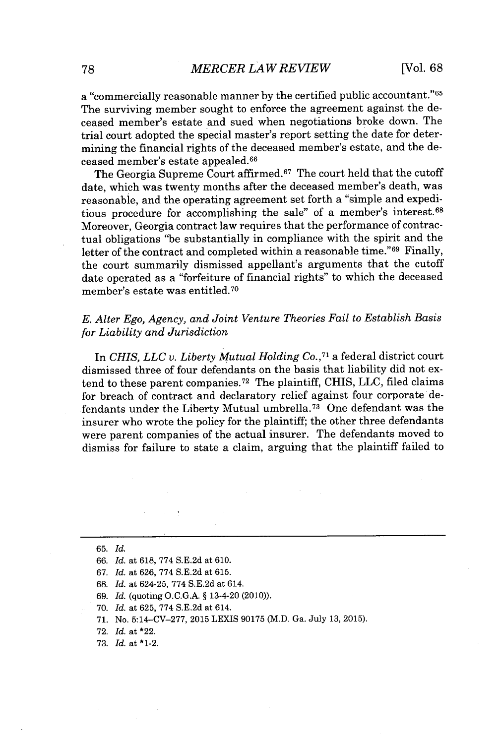a "commercially reasonable manner by the certified public accountant."[65] The surviving member sought to enforce the agreement against the deceased member's estate and sued when negotiations broke down. The trial court adopted the special master's report setting the date for determining the financial rights of the deceased member's estate, and the deceased member's estate appealed.[66]

The Georgia Supreme Court affirmed.[67] The court held that the cutoff date, which was twenty months after the deceased member's death, was reasonable, and the operating agreement set forth a "simple and expeditious procedure for accomplishing the sale" of a member's interest.[68] Moreover, Georgia contract law requires that the performance of contractual obligations "be substantially in compliance with the spirit and the letter of the contract and completed within a reasonable time."[69] Finally, the court summarily dismissed appellant's arguments that the cutoff date operated as a "forfeiture of financial rights" to which the deceased member's estate was entitled.[70]

### *E. Alter Ego, Agency, and Joint Venture Theories Fail to Establish Basis for Liability and Jurisdiction*

In *CHIS, LLC v. Liberty Mutual Holding Co.*,[71] a federal district court dismissed three of four defendants on the basis that liability did not extend to these parent companies.[72] The plaintiff, CHIS, LLC, filed claims for breach of contract and declaratory relief against four corporate defendants under the Liberty Mutual umbrella.[73] One defendant was the insurer who wrote the policy for the plaintiff; the other three defendants were parent companies of the actual insurer. The defendants moved to dismiss for failure to state a claim, arguing that the plaintiff failed to

---

65. *Id.*

66. *Id.* at 618, 774 S.E.2d at 610.

67. *Id.* at 626, 774 S.E.2d at 615.

68. *Id.* at 624-25, 774 S.E.2d at 614.

69. *Id.* (quoting O.C.G.A. § 13-4-20 (2010)).

70. *Id.* at 625, 774 S.E.2d at 614.

71. No. 5:14-CV-277, 2015 LEXIS 90175 (M.D. Ga. July 13, 2015).

72. *Id.* at *22.

73. *Id.* at *1-2.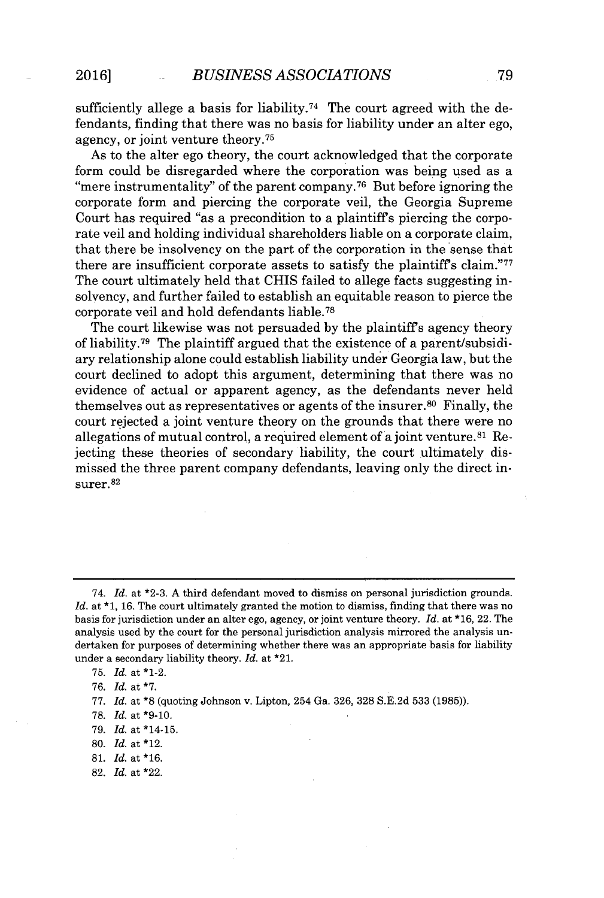sufficiently allege a basis for liability.[74] The court agreed with the defendants, finding that there was no basis for liability under an alter ego, agency, or joint venture theory.[75]

As to the alter ego theory, the court acknowledged that the corporate form could be disregarded where the corporation was being used as a "mere instrumentality" of the parent company.[76] But before ignoring the corporate form and piercing the corporate veil, the Georgia Supreme Court has required "as a precondition to a plaintiff's piercing the corporate veil and holding individual shareholders liable on a corporate claim, that there be insolvency on the part of the corporation in the sense that there are insufficient corporate assets to satisfy the plaintiff's claim."[77] The court ultimately held that CHIS failed to allege facts suggesting insolvency, and further failed to establish an equitable reason to pierce the corporate veil and hold defendants liable.[78]

The court likewise was not persuaded by the plaintiff's agency theory of liability.[79] The plaintiff argued that the existence of a parent/subsidiary relationship alone could establish liability under Georgia law, but the court declined to adopt this argument, determining that there was no evidence of actual or apparent agency, as the defendants never held themselves out as representatives or agents of the insurer.[80] Finally, the court rejected a joint venture theory on the grounds that there were no allegations of mutual control, a required element of a joint venture.[81] Rejecting these theories of secondary liability, the court ultimately dismissed the three parent company defendants, leaving only the direct insurer.[82]

---

74. *Id.* at *2-3. A third defendant moved to dismiss on personal jurisdiction grounds. *Id.* at *1, 16. The court ultimately granted the motion to dismiss, finding that there was no basis for jurisdiction under an alter ego, agency, or joint venture theory. *Id.* at *16, 22. The analysis used by the court for the personal jurisdiction analysis mirrored the analysis undertaken for purposes of determining whether there was an appropriate basis for liability under a secondary liability theory. *Id.* at *21.

75. *Id.* at *1-2.

76. *Id.* at *7.

77. *Id.* at *8 (quoting Johnson v. Lipton, 254 Ga. 326, 328 S.E.2d 533 (1985)).

78. *Id.* at *9-10.

79. *Id.* at *14-15.

80. *Id.* at *12.

81. *Id.* at *16.

82. *Id.* at *22.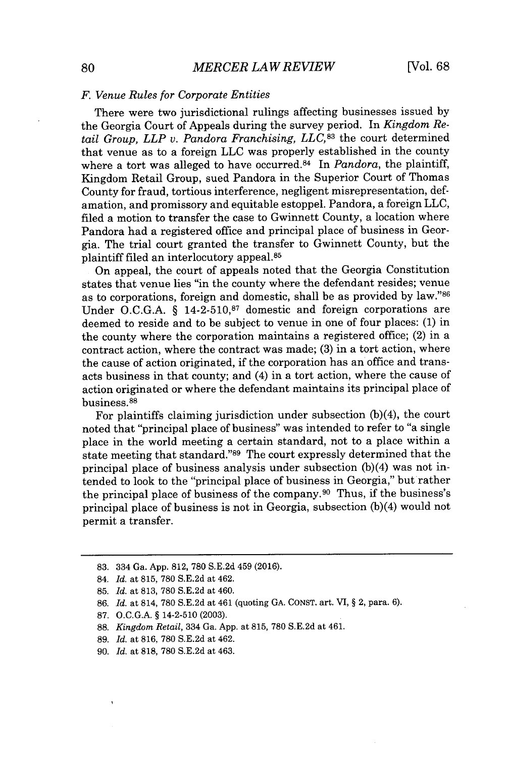### F. Venue Rules for Corporate Entities

There were two jurisdictional rulings affecting businesses issued by the Georgia Court of Appeals during the survey period. In *Kingdom Retail Group, LLP v. Pandora Franchising, LLC*,[83] the court determined that venue as to a foreign LLC was properly established in the county where a tort was alleged to have occurred.[84] In *Pandora*, the plaintiff, Kingdom Retail Group, sued Pandora in the Superior Court of Thomas County for fraud, tortious interference, negligent misrepresentation, defamation, and promissory and equitable estoppel. Pandora, a foreign LLC, filed a motion to transfer the case to Gwinnett County, a location where Pandora had a registered office and principal place of business in Georgia. The trial court granted the transfer to Gwinnett County, but the plaintiff filed an interlocutory appeal.[85]

On appeal, the court of appeals noted that the Georgia Constitution states that venue lies "in the county where the defendant resides; venue as to corporations, foreign and domestic, shall be as provided by law."[86] Under O.C.G.A. § 14-2-510,[87] domestic and foreign corporations are deemed to reside and to be subject to venue in one of four places: (1) in the county where the corporation maintains a registered office; (2) in a contract action, where the contract was made; (3) in a tort action, where the cause of action originated, if the corporation has an office and transacts business in that county; and (4) in a tort action, where the cause of action originated or where the defendant maintains its principal place of business.[88]

For plaintiffs claiming jurisdiction under subsection (b)(4), the court noted that "principal place of business" was intended to refer to "a single place in the world meeting a certain standard, not to a place within a state meeting that standard."[89] The court expressly determined that the principal place of business analysis under subsection (b)(4) was not intended to look to the "principal place of business in Georgia," but rather the principal place of business of the company.[90] Thus, if the business's principal place of business is not in Georgia, subsection (b)(4) would not permit a transfer.

---

83. 334 Ga. App. 812, 780 S.E.2d 459 (2016).

84. *Id.* at 815, 780 S.E.2d at 462.

85. *Id.* at 813, 780 S.E.2d at 460.

86. *Id.* at 814, 780 S.E.2d at 461 (quoting GA. CONST. art. VI, § 2, para. 6).

87. O.C.G.A. § 14-2-510 (2003).

88. *Kingdom Retail*, 334 Ga. App. at 815, 780 S.E.2d at 461.

89. *Id.* at 816, 780 S.E.2d at 462.

90. *Id.* at 818, 780 S.E.2d at 463.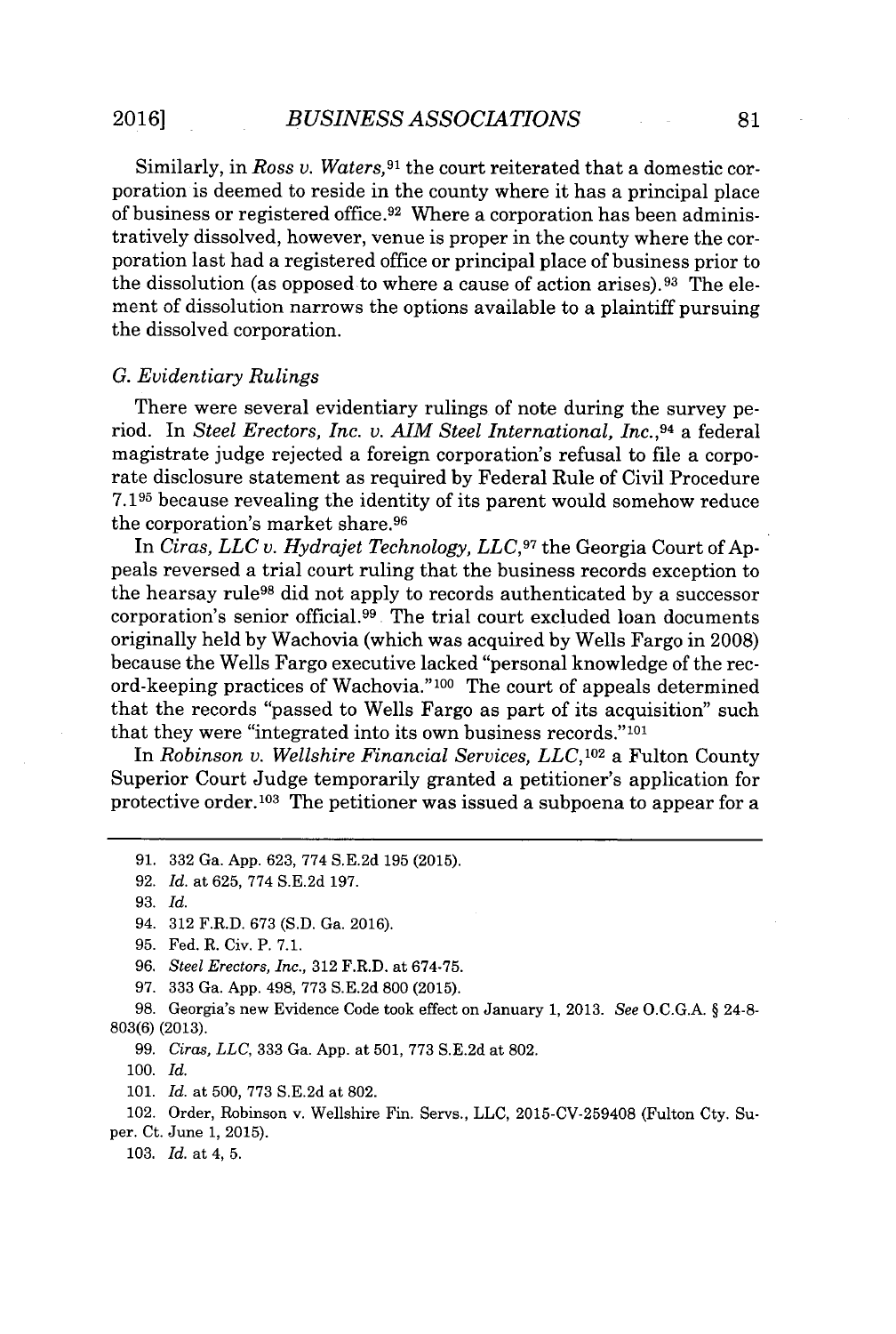Similarly, in *Ross v. Waters*,[91] the court reiterated that a domestic corporation is deemed to reside in the county where it has a principal place of business or registered office.[92] Where a corporation has been administratively dissolved, however, venue is proper in the county where the corporation last had a registered office or principal place of business prior to the dissolution (as opposed to where a cause of action arises).[93] The element of dissolution narrows the options available to a plaintiff pursuing the dissolved corporation.

### G. Evidentiary Rulings

There were several evidentiary rulings of note during the survey period. In *Steel Erectors, Inc. v. AIM Steel International, Inc.*,[94] a federal magistrate judge rejected a foreign corporation's refusal to file a corporate disclosure statement as required by Federal Rule of Civil Procedure 7.1[95] because revealing the identity of its parent would somehow reduce the corporation's market share.[96]

In *Ciras, LLC v. Hydrajet Technology, LLC*,[97] the Georgia Court of Appeals reversed a trial court ruling that the business records exception to the hearsay rule[98] did not apply to records authenticated by a successor corporation's senior official.[99] The trial court excluded loan documents originally held by Wachovia (which was acquired by Wells Fargo in 2008) because the Wells Fargo executive lacked "personal knowledge of the record-keeping practices of Wachovia."[100] The court of appeals determined that the records "passed to Wells Fargo as part of its acquisition" such that they were "integrated into its own business records."[101]

In *Robinson v. Wellshire Financial Services, LLC*,[102] a Fulton County Superior Court Judge temporarily granted a petitioner's application for protective order.[103] The petitioner was issued a subpoena to appear for a

---

91. 332 Ga. App. 623, 774 S.E.2d 195 (2015).

92. *Id.* at 625, 774 S.E.2d 197.

93. *Id.*

94. 312 F.R.D. 673 (S.D. Ga. 2016).

95. Fed. R. Civ. P. 7.1.

96. *Steel Erectors, Inc.*, 312 F.R.D. at 674-75.

97. 333 Ga. App. 498, 773 S.E.2d 800 (2015).

98. Georgia's new Evidence Code took effect on January 1, 2013. *See* O.C.G.A. § 24-8-803(6) (2013).

99. *Ciras, LLC*, 333 Ga. App. at 501, 773 S.E.2d at 802.

100. *Id.*

101. *Id.* at 500, 773 S.E.2d at 802.

102. Order, Robinson v. Wellshire Fin. Servs., LLC, 2015-CV-259408 (Fulton Cty. Super. Ct. June 1, 2015).

103. *Id.* at 4, 5.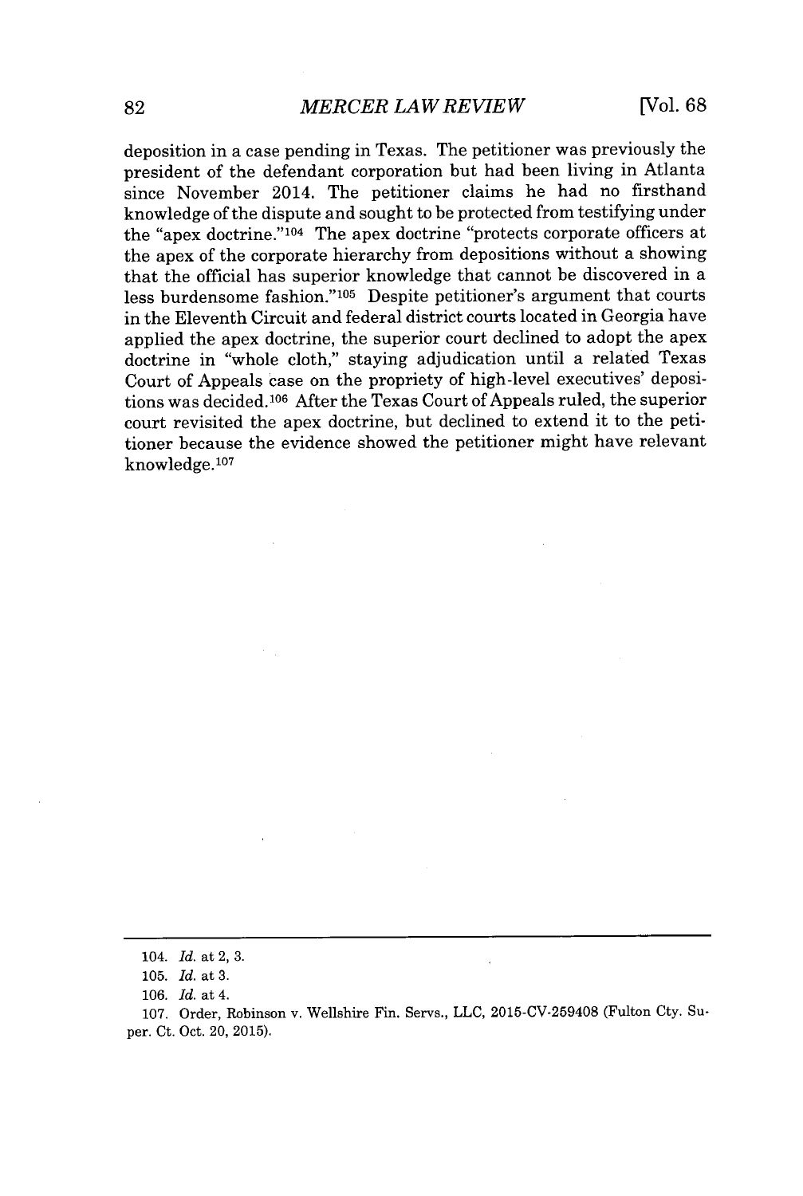deposition in a case pending in Texas. The petitioner was previously the president of the defendant corporation but had been living in Atlanta since November 2014. The petitioner claims he had no firsthand knowledge of the dispute and sought to be protected from testifying under the "apex doctrine."[104] The apex doctrine "protects corporate officers at the apex of the corporate hierarchy from depositions without a showing that the official has superior knowledge that cannot be discovered in a less burdensome fashion."[105] Despite petitioner's argument that courts in the Eleventh Circuit and federal district courts located in Georgia have applied the apex doctrine, the superior court declined to adopt the apex doctrine in "whole cloth," staying adjudication until a related Texas Court of Appeals case on the propriety of high-level executives' depositions was decided.[106] After the Texas Court of Appeals ruled, the superior court revisited the apex doctrine, but declined to extend it to the petitioner because the evidence showed the petitioner might have relevant knowledge.[107]

---

104. *Id.* at 2, 3.

105. *Id.* at 3.

106. *Id.* at 4.

107. Order, Robinson v. Wellshire Fin. Servs., LLC, 2015-CV-259408 (Fulton Cty. Super. Ct. Oct. 20, 2015).